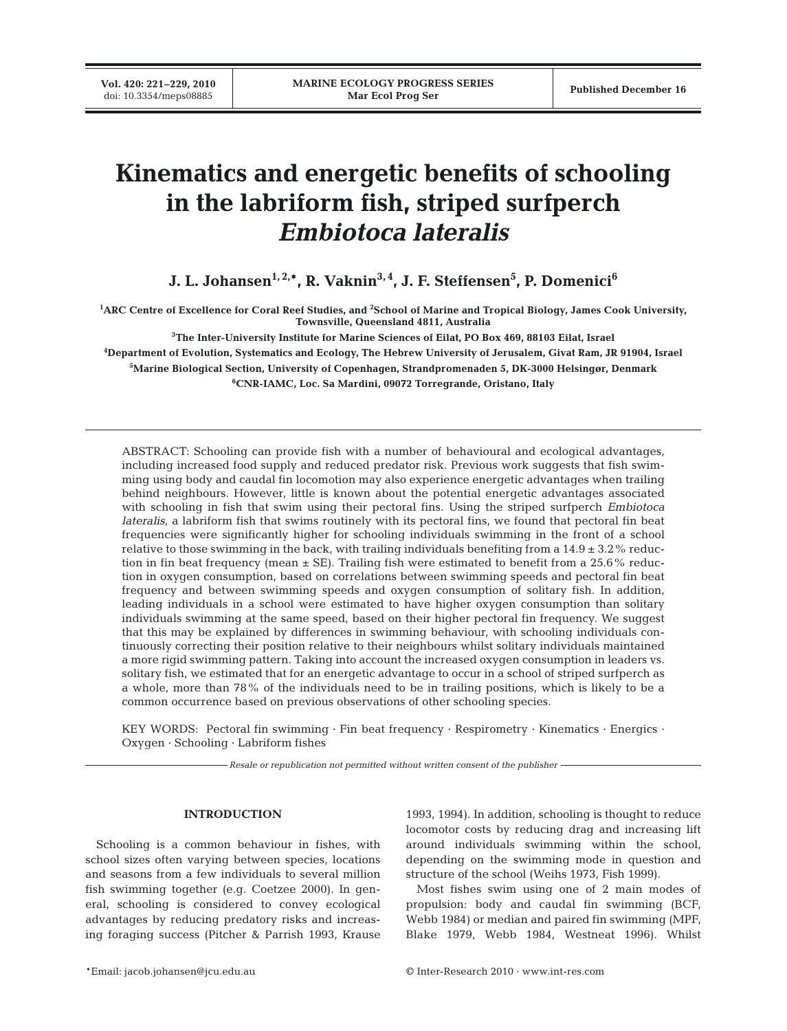# Kinematics and energetic benefits of schooling in the labriform fish, striped surfperch *Embiotoca lateralis*

**J. L. Johansen[1,2,*], R. Vaknin[3,4], J. F. Steffensen[5], P. Domenici[6]**

[1]ARC Centre of Excellence for Coral Reef Studies, and [2]School of Marine and Tropical Biology, James Cook University, Townsville, Queensland 4811, Australia

[3]The Inter-University Institute for Marine Sciences of Eilat, PO Box 469, 88103 Eilat, Israel

[4]Department of Evolution, Systematics and Ecology, The Hebrew University of Jerusalem, Givat Ram, JR 91904, Israel

[5]Marine Biological Section, University of Copenhagen, Strandpromenaden 5, DK-3000 Helsingør, Denmark

[6]CNR-IAMC, Loc. Sa Mardini, 09072 Torregrande, Oristano, Italy

ABSTRACT: Schooling can provide fish with a number of behavioural and ecological advantages, including increased food supply and reduced predator risk. Previous work suggests that fish swimming using body and caudal fin locomotion may also experience energetic advantages when trailing behind neighbours. However, little is known about the potential energetic advantages associated with schooling in fish that swim using their pectoral fins. Using the striped surfperch *Embiotoca lateralis*, a labriform fish that swims routinely with its pectoral fins, we found that pectoral fin beat frequencies were significantly higher for schooling individuals swimming in the front of a school relative to those swimming in the back, with trailing individuals benefiting from a 14.9 ± 3.2% reduction in fin beat frequency (mean ± SE). Trailing fish were estimated to benefit from a 25.6% reduction in oxygen consumption, based on correlations between swimming speeds and pectoral fin beat frequency and between swimming speeds and oxygen consumption of solitary fish. In addition, leading individuals in a school were estimated to have higher oxygen consumption than solitary individuals swimming at the same speed, based on their higher pectoral fin frequency. We suggest that this may be explained by differences in swimming behaviour, with schooling individuals continuously correcting their position relative to their neighbours whilst solitary individuals maintained a more rigid swimming pattern. Taking into account the increased oxygen consumption in leaders vs. solitary fish, we estimated that for an energetic advantage to occur in a school of striped surfperch as a whole, more than 78% of the individuals need to be in trailing positions, which is likely to be a common occurrence based on previous observations of other schooling species.

KEY WORDS: Pectoral fin swimming · Fin beat frequency · Respirometry · Kinematics · Energics · Oxygen · Schooling · Labriform fishes

*Resale or republication not permitted without written consent of the publisher*

## INTRODUCTION

Schooling is a common behaviour in fishes, with school sizes often varying between species, locations and seasons from a few individuals to several million fish swimming together (e.g. Coetzee 2000). In general, schooling is considered to convey ecological advantages by reducing predatory risks and increasing foraging success (Pitcher & Parrish 1993, Krause 1993, 1994). In addition, schooling is thought to reduce locomotor costs by reducing drag and increasing lift around individuals swimming within the school, depending on the swimming mode in question and structure of the school (Weihs 1973, Fish 1999).

Most fishes swim using one of 2 main modes of propulsion: body and caudal fin swimming (BCF, Webb 1984) or median and paired fin swimming (MPF, Blake 1979, Webb 1984, Westneat 1996). Whilst

*Email: jacob.johansen@jcu.edu.au

© Inter-Research 2010 · www.int-res.com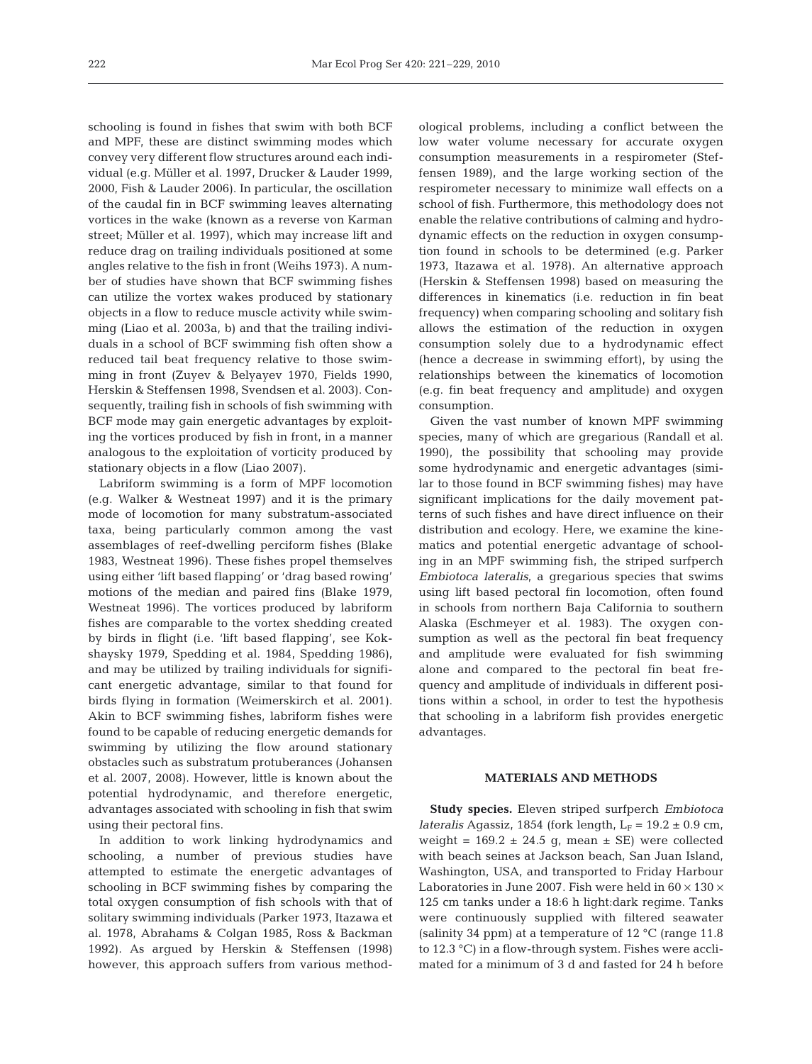schooling is found in fishes that swim with both BCF and MPF, these are distinct swimming modes which convey very different flow structures around each individual (e.g. Müller et al. 1997, Drucker & Lauder 1999, 2000, Fish & Lauder 2006). In particular, the oscillation of the caudal fin in BCF swimming leaves alternating vortices in the wake (known as a reverse von Karman street; Müller et al. 1997), which may increase lift and reduce drag on trailing individuals positioned at some angles relative to the fish in front (Weihs 1973). A number of studies have shown that BCF swimming fishes can utilize the vortex wakes produced by stationary objects in a flow to reduce muscle activity while swimming (Liao et al. 2003a, b) and that the trailing individuals in a school of BCF swimming fish often show a reduced tail beat frequency relative to those swimming in front (Zuyev & Belyayev 1970, Fields 1990, Herskin & Steffensen 1998, Svendsen et al. 2003). Consequently, trailing fish in schools of fish swimming with BCF mode may gain energetic advantages by exploiting the vortices produced by fish in front, in a manner analogous to the exploitation of vorticity produced by stationary objects in a flow (Liao 2007).

Labriform swimming is a form of MPF locomotion (e.g. Walker & Westneat 1997) and it is the primary mode of locomotion for many substratum-associated taxa, being particularly common among the vast assemblages of reef-dwelling perciform fishes (Blake 1983, Westneat 1996). These fishes propel themselves using either 'lift based flapping' or 'drag based rowing' motions of the median and paired fins (Blake 1979, Westneat 1996). The vortices produced by labriform fishes are comparable to the vortex shedding created by birds in flight (i.e. 'lift based flapping', see Kokshaysky 1979, Spedding et al. 1984, Spedding 1986), and may be utilized by trailing individuals for significant energetic advantage, similar to that found for birds flying in formation (Weimerskirch et al. 2001). Akin to BCF swimming fishes, labriform fishes were found to be capable of reducing energetic demands for swimming by utilizing the flow around stationary obstacles such as substratum protuberances (Johansen et al. 2007, 2008). However, little is known about the potential hydrodynamic, and therefore energetic, advantages associated with schooling in fish that swim using their pectoral fins.

In addition to work linking hydrodynamics and schooling, a number of previous studies have attempted to estimate the energetic advantages of schooling in BCF swimming fishes by comparing the total oxygen consumption of fish schools with that of solitary swimming individuals (Parker 1973, Itazawa et al. 1978, Abrahams & Colgan 1985, Ross & Backman 1992). As argued by Herskin & Steffensen (1998) however, this approach suffers from various methodological problems, including a conflict between the low water volume necessary for accurate oxygen consumption measurements in a respirometer (Steffensen 1989), and the large working section of the respirometer necessary to minimize wall effects on a school of fish. Furthermore, this methodology does not enable the relative contributions of calming and hydrodynamic effects on the reduction in oxygen consumption found in schools to be determined (e.g. Parker 1973, Itazawa et al. 1978). An alternative approach (Herskin & Steffensen 1998) based on measuring the differences in kinematics (i.e. reduction in fin beat frequency) when comparing schooling and solitary fish allows the estimation of the reduction in oxygen consumption solely due to a hydrodynamic effect (hence a decrease in swimming effort), by using the relationships between the kinematics of locomotion (e.g. fin beat frequency and amplitude) and oxygen consumption.

Given the vast number of known MPF swimming species, many of which are gregarious (Randall et al. 1990), the possibility that schooling may provide some hydrodynamic and energetic advantages (similar to those found in BCF swimming fishes) may have significant implications for the daily movement patterns of such fishes and have direct influence on their distribution and ecology. Here, we examine the kinematics and potential energetic advantage of schooling in an MPF swimming fish, the striped surfperch *Embiotoca lateralis*, a gregarious species that swims using lift based pectoral fin locomotion, often found in schools from northern Baja California to southern Alaska (Eschmeyer et al. 1983). The oxygen consumption as well as the pectoral fin beat frequency and amplitude were evaluated for fish swimming alone and compared to the pectoral fin beat frequency and amplitude of individuals in different positions within a school, in order to test the hypothesis that schooling in a labriform fish provides energetic advantages.

## MATERIALS AND METHODS

**Study species.** Eleven striped surfperch *Embiotoca lateralis* Agassiz, 1854 (fork length, $L_F = 19.2 \pm 0.9$ cm, weight = $169.2 \pm 24.5$ g, mean ± SE) were collected with beach seines at Jackson beach, San Juan Island, Washington, USA, and transported to Friday Harbour Laboratories in June 2007. Fish were held in $60 \times 130 \times 125$ cm tanks under a 18:6 h light:dark regime. Tanks were continuously supplied with filtered seawater (salinity 34 ppm) at a temperature of 12 °C (range 11.8 to 12.3 °C) in a flow-through system. Fishes were acclimated for a minimum of 3 d and fasted for 24 h before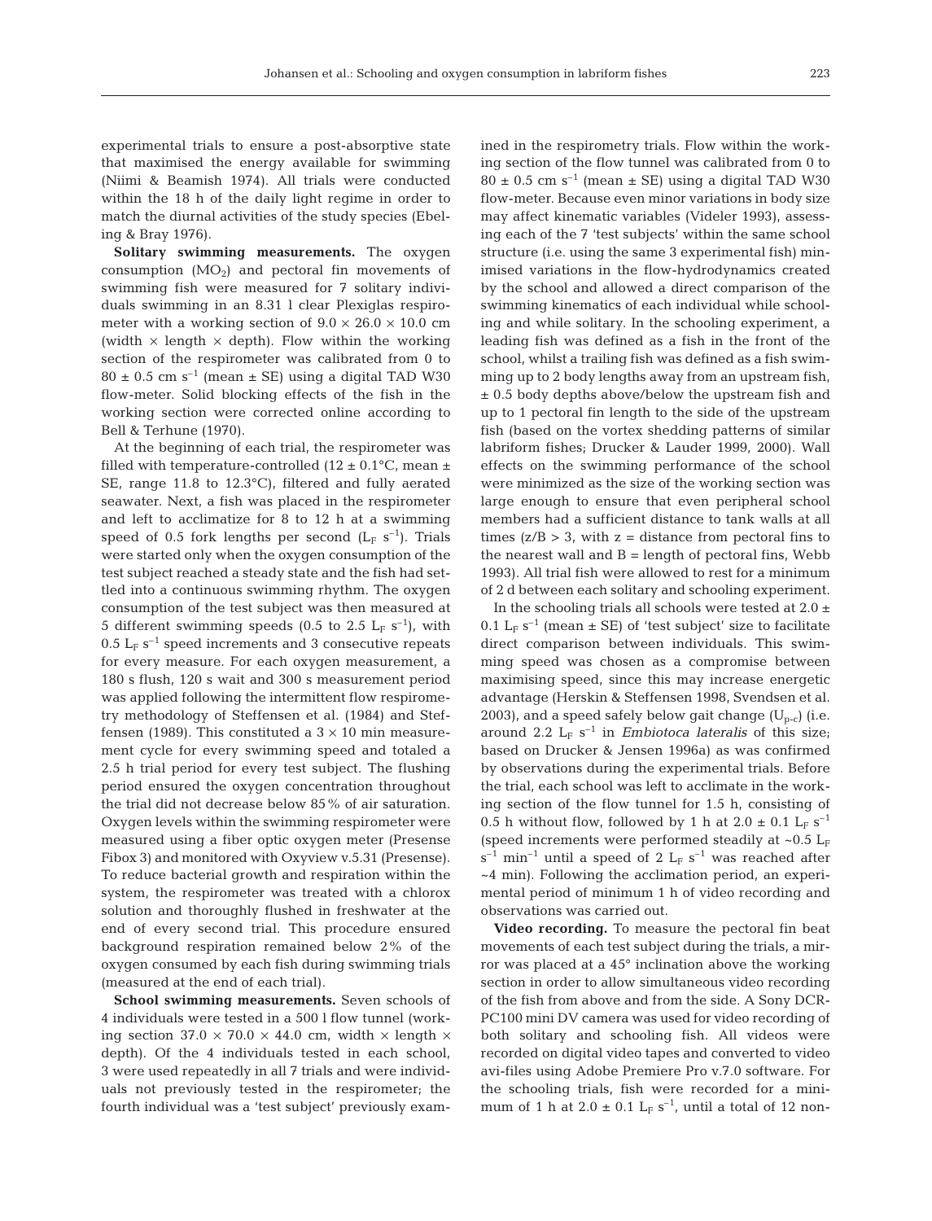experimental trials to ensure a post-absorptive state that maximised the energy available for swimming (Niimi & Beamish 1974). All trials were conducted within the 18 h of the daily light regime in order to match the diurnal activities of the study species (Ebeling & Bray 1976).

**Solitary swimming measurements.** The oxygen consumption ($MO_2$) and pectoral fin movements of swimming fish were measured for 7 solitary individuals swimming in an 8.31 l clear Plexiglas respirometer with a working section of $9.0 \times 26.0 \times 10.0$ cm (width $\times$ length $\times$ depth). Flow within the working section of the respirometer was calibrated from 0 to $80 \pm 0.5$ cm $s^{-1}$ (mean ± SE) using a digital TAD W30 flow-meter. Solid blocking effects of the fish in the working section were corrected online according to Bell & Terhune (1970).

At the beginning of each trial, the respirometer was filled with temperature-controlled ($12 \pm 0.1$°C, mean ± SE, range 11.8 to 12.3°C), filtered and fully aerated seawater. Next, a fish was placed in the respirometer and left to acclimatize for 8 to 12 h at a swimming speed of 0.5 fork lengths per second ($L_F$ $s^{-1}$). Trials were started only when the oxygen consumption of the test subject reached a steady state and the fish had settled into a continuous swimming rhythm. The oxygen consumption of the test subject was then measured at 5 different swimming speeds (0.5 to 2.5 $L_F$ $s^{-1}$), with 0.5 $L_F$ $s^{-1}$ speed increments and 3 consecutive repeats for every measure. For each oxygen measurement, a 180 s flush, 120 s wait and 300 s measurement period was applied following the intermittent flow respirometry methodology of Steffensen et al. (1984) and Steffensen (1989). This constituted a $3 \times 10$ min measurement cycle for every swimming speed and totaled a 2.5 h trial period for every test subject. The flushing period ensured the oxygen concentration throughout the trial did not decrease below 85% of air saturation. Oxygen levels within the swimming respirometer were measured using a fiber optic oxygen meter (Presense Fibox 3) and monitored with Oxyview v.5.31 (Presense). To reduce bacterial growth and respiration within the system, the respirometer was treated with a chlorox solution and thoroughly flushed in freshwater at the end of every second trial. This procedure ensured background respiration remained below 2% of the oxygen consumed by each fish during swimming trials (measured at the end of each trial).

**School swimming measurements.** Seven schools of 4 individuals were tested in a 500 l flow tunnel (working section $37.0 \times 70.0 \times 44.0$ cm, width $\times$ length $\times$ depth). Of the 4 individuals tested in each school, 3 were used repeatedly in all 7 trials and were individuals not previously tested in the respirometer; the fourth individual was a 'test subject' previously examined in the respirometry trials. Flow within the working section of the flow tunnel was calibrated from 0 to $80 \pm 0.5$ cm $s^{-1}$ (mean ± SE) using a digital TAD W30 flow-meter. Because even minor variations in body size may affect kinematic variables (Videler 1993), assessing each of the 7 'test subjects' within the same school structure (i.e. using the same 3 experimental fish) minimised variations in the flow-hydrodynamics created by the school and allowed a direct comparison of the swimming kinematics of each individual while schooling and while solitary. In the schooling experiment, a leading fish was defined as a fish in the front of the school, whilst a trailing fish was defined as a fish swimming up to 2 body lengths away from an upstream fish, ± 0.5 body depths above/below the upstream fish and up to 1 pectoral fin length to the side of the upstream fish (based on the vortex shedding patterns of similar labriform fishes; Drucker & Lauder 1999, 2000). Wall effects on the swimming performance of the school were minimized as the size of the working section was large enough to ensure that even peripheral school members had a sufficient distance to tank walls at all times ($z/B > 3$, with z = distance from pectoral fins to the nearest wall and B = length of pectoral fins, Webb 1993). All trial fish were allowed to rest for a minimum of 2 d between each solitary and schooling experiment.

In the schooling trials all schools were tested at $2.0 \pm 0.1$ $L_F$ $s^{-1}$ (mean ± SE) of 'test subject' size to facilitate direct comparison between individuals. This swimming speed was chosen as a compromise between maximising speed, since this may increase energetic advantage (Herskin & Steffensen 1998, Svendsen et al. 2003), and a speed safely below gait change ($U_{p-c}$) (i.e. around 2.2 $L_F$ $s^{-1}$ in *Embiotoca lateralis* of this size; based on Drucker & Jensen 1996a) as was confirmed by observations during the experimental trials. Before the trial, each school was left to acclimate in the working section of the flow tunnel for 1.5 h, consisting of 0.5 h without flow, followed by 1 h at $2.0 \pm 0.1$ $L_F$ $s^{-1}$ (speed increments were performed steadily at ~0.5 $L_F$ $s^{-1}$ $min^{-1}$ until a speed of 2 $L_F$ $s^{-1}$ was reached after ~4 min). Following the acclimation period, an experimental period of minimum 1 h of video recording and observations was carried out.

**Video recording.** To measure the pectoral fin beat movements of each test subject during the trials, a mirror was placed at a 45° inclination above the working section in order to allow simultaneous video recording of the fish from above and from the side. A Sony DCR-PC100 mini DV camera was used for video recording of both solitary and schooling fish. All videos were recorded on digital video tapes and converted to video avi-files using Adobe Premiere Pro v.7.0 software. For the schooling trials, fish were recorded for a minimum of 1 h at $2.0 \pm 0.1$ $L_F$ $s^{-1}$, until a total of 12 non-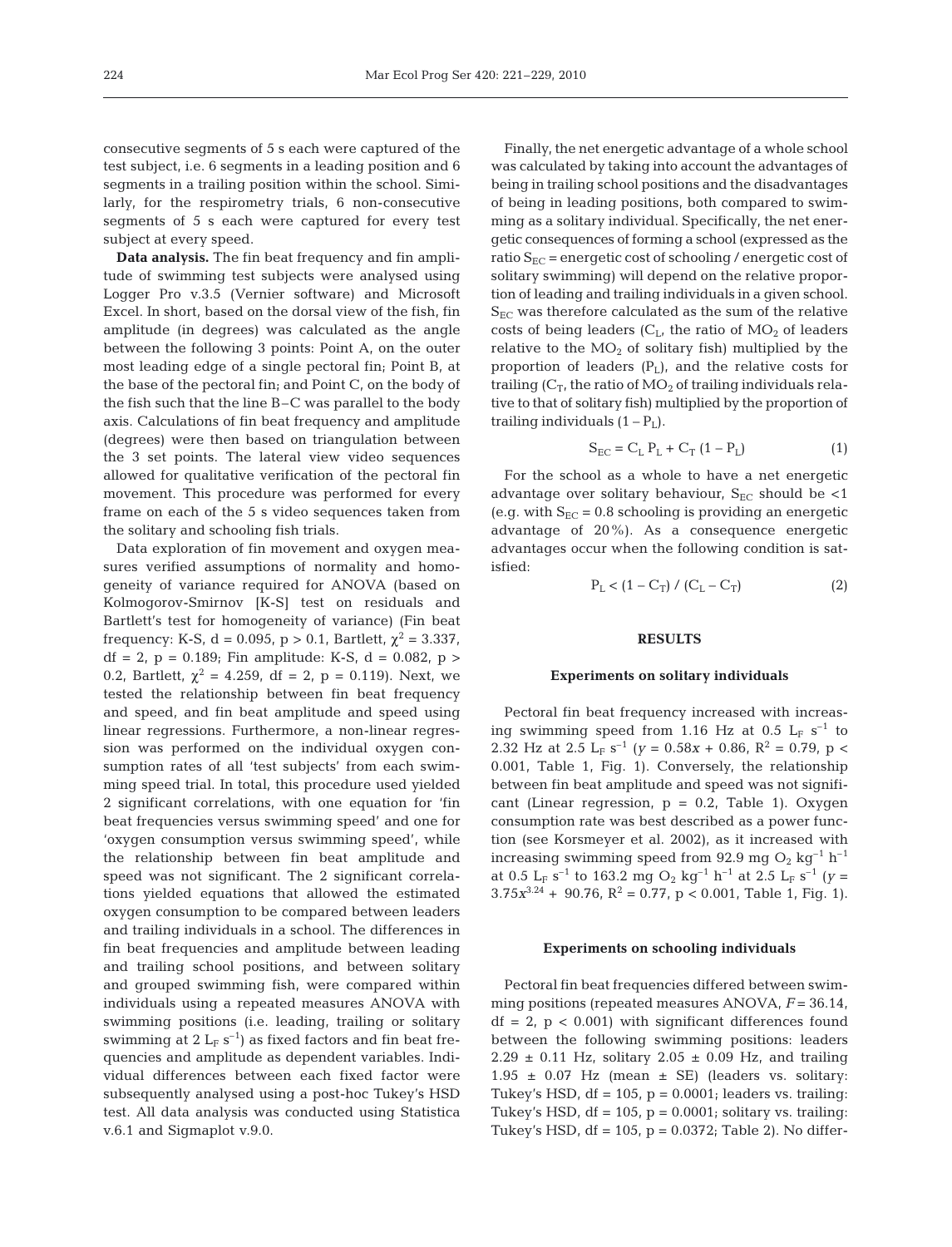consecutive segments of 5 s each were captured of the test subject, i.e. 6 segments in a leading position and 6 segments in a trailing position within the school. Similarly, for the respirometry trials, 6 non-consecutive segments of 5 s each were captured for every test subject at every speed.

**Data analysis.** The fin beat frequency and fin amplitude of swimming test subjects were analysed using Logger Pro v.3.5 (Vernier software) and Microsoft Excel. In short, based on the dorsal view of the fish, fin amplitude (in degrees) was calculated as the angle between the following 3 points: Point A, on the outer most leading edge of a single pectoral fin; Point B, at the base of the pectoral fin; and Point C, on the body of the fish such that the line B–C was parallel to the body axis. Calculations of fin beat frequency and amplitude (degrees) were then based on triangulation between the 3 set points. The lateral view video sequences allowed for qualitative verification of the pectoral fin movement. This procedure was performed for every frame on each of the 5 s video sequences taken from the solitary and schooling fish trials.

Data exploration of fin movement and oxygen measures verified assumptions of normality and homogeneity of variance required for ANOVA (based on Kolmogorov-Smirnov [K-S] test on residuals and Bartlett's test for homogeneity of variance) (Fin beat frequency: K-S, d = 0.095, $p > 0.1$, Bartlett, $\chi^2 = 3.337$, df = 2, p = 0.189; Fin amplitude: K-S, d = 0.082, $p > 0.2$, Bartlett, $\chi^2 = 4.259$, df = 2, p = 0.119). Next, we tested the relationship between fin beat frequency and speed, and fin beat amplitude and speed using linear regressions. Furthermore, a non-linear regression was performed on the individual oxygen consumption rates of all 'test subjects' from each swimming speed trial. In total, this procedure used yielded 2 significant correlations, with one equation for 'fin beat frequencies versus swimming speed' and one for 'oxygen consumption versus swimming speed', while the relationship between fin beat amplitude and speed was not significant. The 2 significant correlations yielded equations that allowed the estimated oxygen consumption to be compared between leaders and trailing individuals in a school. The differences in fin beat frequencies and amplitude between leading and trailing school positions, and between solitary and grouped swimming fish, were compared within individuals using a repeated measures ANOVA with swimming positions (i.e. leading, trailing or solitary swimming at 2 $L_F$ $s^{-1}$) as fixed factors and fin beat frequencies and amplitude as dependent variables. Individual differences between each fixed factor were subsequently analysed using a post-hoc Tukey's HSD test. All data analysis was conducted using Statistica v.6.1 and Sigmaplot v.9.0.

Finally, the net energetic advantage of a whole school was calculated by taking into account the advantages of being in trailing school positions and the disadvantages of being in leading positions, both compared to swimming as a solitary individual. Specifically, the net energetic consequences of forming a school (expressed as the ratio $S_{EC}$ = energetic cost of schooling / energetic cost of solitary swimming) will depend on the relative proportion of leading and trailing individuals in a given school. $S_{EC}$ was therefore calculated as the sum of the relative costs of being leaders ($C_L$, the ratio of $MO_2$ of leaders relative to the $MO_2$ of solitary fish) multiplied by the proportion of leaders ($P_L$), and the relative costs for trailing ($C_T$, the ratio of $MO_2$ of trailing individuals relative to that of solitary fish) multiplied by the proportion of trailing individuals ($1 - P_L$).

$$S_{EC} = C_L\,P_L + C_T\,(1 - P_L) \qquad (1)$$

For the school as a whole to have a net energetic advantage over solitary behaviour, $S_{EC}$ should be <1 (e.g. with $S_{EC}$ = 0.8 schooling is providing an energetic advantage of 20%). As a consequence energetic advantages occur when the following condition is satisfied:

$$P_L < (1 - C_T) / (C_L - C_T) \qquad (2)$$

## RESULTS

### Experiments on solitary individuals

Pectoral fin beat frequency increased with increasing swimming speed from 1.16 Hz at 0.5 $L_F$ $s^{-1}$ to 2.32 Hz at 2.5 $L_F$ $s^{-1}$ ($y = 0.58x + 0.86$, $R^2 = 0.79$, $p < 0.001$, Table 1, Fig. 1). Conversely, the relationship between fin beat amplitude and speed was not significant (Linear regression, p = 0.2, Table 1). Oxygen consumption rate was best described as a power function (see Korsmeyer et al. 2002), as it increased with increasing swimming speed from 92.9 mg $O_2$ $kg^{-1}$ $h^{-1}$ at 0.5 $L_F$ $s^{-1}$ to 163.2 mg $O_2$ $kg^{-1}$ $h^{-1}$ at 2.5 $L_F$ $s^{-1}$ ($y = 3.75x^{3.24} + 90.76$, $R^2 = 0.77$, $p < 0.001$, Table 1, Fig. 1).

### Experiments on schooling individuals

Pectoral fin beat frequencies differed between swimming positions (repeated measures ANOVA, $F = 36.14$, df = 2, $p < 0.001$) with significant differences found between the following swimming positions: leaders 2.29 ± 0.11 Hz, solitary 2.05 ± 0.09 Hz, and trailing 1.95 ± 0.07 Hz (mean ± SE) (leaders vs. solitary: Tukey's HSD, df = 105, p = 0.0001; leaders vs. trailing: Tukey's HSD, df = 105, p = 0.0001; solitary vs. trailing: Tukey's HSD, df = 105, p = 0.0372; Table 2). No differ-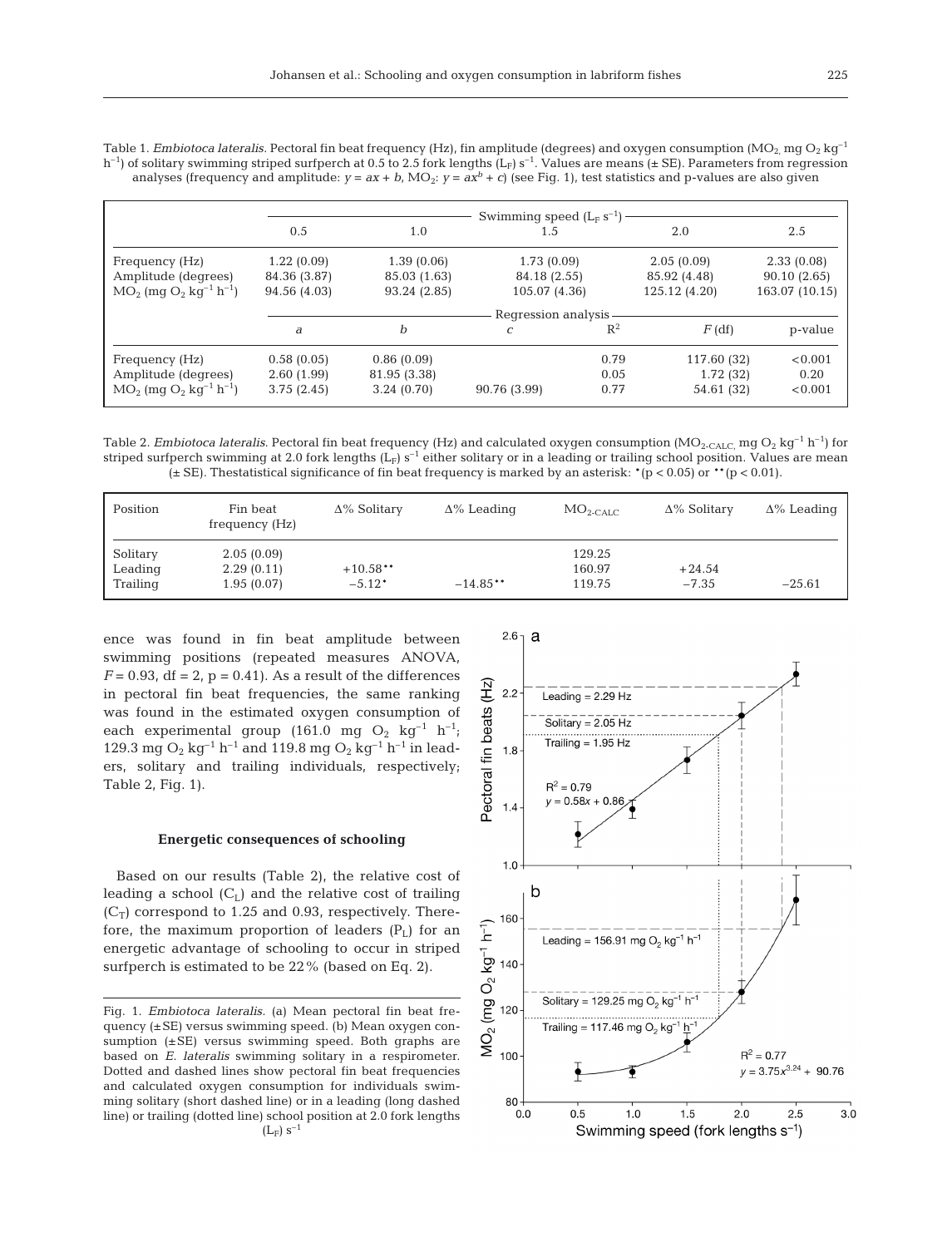Table 1. *Embiotoca lateralis*. Pectoral fin beat frequency (Hz), fin amplitude (degrees) and oxygen consumption ($MO_2$, mg $O_2$ $kg^{-1}$ $h^{-1}$) of solitary swimming striped surfperch at 0.5 to 2.5 fork lengths ($L_F$) $s^{-1}$. Values are means (± SE). Parameters from regression analyses (frequency and amplitude: $y = ax + b$, $MO_2$: $y = ax^b + c$) (see Fig. 1), test statistics and p-values are also given

| | Swimming speed ($L_F$ $s^{-1}$) | | | | | |
|---|---|---|---|---|---|---|
| | 0.5 | 1.0 | 1.5 | | 2.0 | 2.5 |
| Frequency (Hz) | 1.22 (0.09) | 1.39 (0.06) | 1.73 (0.09) | | 2.05 (0.09) | 2.33 (0.08) |
| Amplitude (degrees) | 84.36 (3.87) | 85.03 (1.63) | 84.18 (2.55) | | 85.92 (4.48) | 90.10 (2.65) |
| $MO_2$ (mg $O_2$ $kg^{-1}$ $h^{-1}$) | 94.56 (4.03) | 93.24 (2.85) | 105.07 (4.36) | | 125.12 (4.20) | 163.07 (10.15) |
| | Regression analysis | | | | | |
| | *a* | *b* | *c* | $R^2$ | *F* (df) | p-value |
| Frequency (Hz) | 0.58 (0.05) | 0.86 (0.09) | | 0.79 | 117.60 (32) | <0.001 |
| Amplitude (degrees) | 2.60 (1.99) | 81.95 (3.38) | | 0.05 | 1.72 (32) | 0.20 |
| $MO_2$ (mg $O_2$ $kg^{-1}$ $h^{-1}$) | 3.75 (2.45) | 3.24 (0.70) | 90.76 (3.99) | 0.77 | 54.61 (32) | <0.001 |

Table 2. *Embiotoca lateralis*. Pectoral fin beat frequency (Hz) and calculated oxygen consumption ($MO_{2\text{-CALC}}$, mg $O_2$ $kg^{-1}$ $h^{-1}$) for striped surfperch swimming at 2.0 fork lengths ($L_F$) $s^{-1}$ either solitary or in a leading or trailing school position. Values are mean (± SE). Thestatistical significance of fin beat frequency is marked by an asterisk: *(p < 0.05) or **(p < 0.01).

| Position | Fin beat frequency (Hz) | Δ% Solitary | Δ% Leading | $MO_{2\text{-CALC}}$ | Δ% Solitary | Δ% Leading |
|---|---|---|---|---|---|---|
| Solitary | 2.05 (0.09) | | | 129.25 | | |
| Leading | 2.29 (0.11) | +10.58** | | 160.97 | +24.54 | |
| Trailing | 1.95 (0.07) | −5.12* | −14.85** | 119.75 | −7.35 | −25.61 |

ence was found in fin beat amplitude between swimming positions (repeated measures ANOVA, $F = 0.93$, df = 2, p = 0.41). As a result of the differences in pectoral fin beat frequencies, the same ranking was found in the estimated oxygen consumption of each experimental group (161.0 mg $O_2$ $kg^{-1}$ $h^{-1}$; 129.3 mg $O_2$ $kg^{-1}$ $h^{-1}$ and 119.8 mg $O_2$ $kg^{-1}$ $h^{-1}$ in leaders, solitary and trailing individuals, respectively; Table 2, Fig. 1).

### Energetic consequences of schooling

Based on our results (Table 2), the relative cost of leading a school ($C_L$) and the relative cost of trailing ($C_T$) correspond to 1.25 and 0.93, respectively. Therefore, the maximum proportion of leaders ($P_L$) for an energetic advantage of schooling to occur in striped surfperch is estimated to be 22% (based on Eq. 2).

Fig. 1. *Embiotoca lateralis*. (a) Mean pectoral fin beat frequency (±SE) versus swimming speed. (b) Mean oxygen consumption (±SE) versus swimming speed. Both graphs are based on *E. lateralis* swimming solitary in a respirometer. Dotted and dashed lines show pectoral fin beat frequencies and calculated oxygen consumption for individuals swimming solitary (short dashed line) or in a leading (long dashed line) or trailing (dotted line) school position at 2.0 fork lengths ($L_F$) $s^{-1}$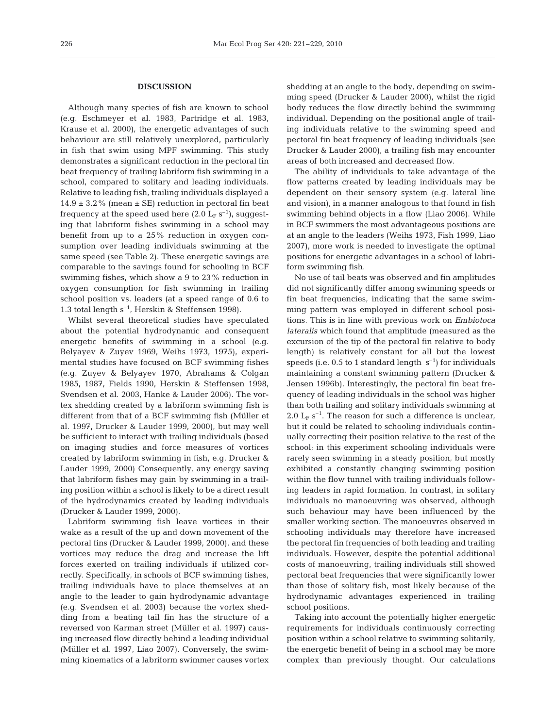## DISCUSSION

Although many species of fish are known to school (e.g. Eschmeyer et al. 1983, Partridge et al. 1983, Krause et al. 2000), the energetic advantages of such behaviour are still relatively unexplored, particularly in fish that swim using MPF swimming. This study demonstrates a significant reduction in the pectoral fin beat frequency of trailing labriform fish swimming in a school, compared to solitary and leading individuals. Relative to leading fish, trailing individuals displayed a $14.9 \pm 3.2\%$ (mean ± SE) reduction in pectoral fin beat frequency at the speed used here ($2.0\ L_F\ s^{-1}$), suggesting that labriform fishes swimming in a school may benefit from up to a 25% reduction in oxygen consumption over leading individuals swimming at the same speed (see Table 2). These energetic savings are comparable to the savings found for schooling in BCF swimming fishes, which show a 9 to 23% reduction in oxygen consumption for fish swimming in trailing school position vs. leaders (at a speed range of 0.6 to 1.3 total length $s^{-1}$, Herskin & Steffensen 1998).

Whilst several theoretical studies have speculated about the potential hydrodynamic and consequent energetic benefits of swimming in a school (e.g. Belyayev & Zuyev 1969, Weihs 1973, 1975), experimental studies have focused on BCF swimming fishes (e.g. Zuyev & Belyayev 1970, Abrahams & Colgan 1985, 1987, Fields 1990, Herskin & Steffensen 1998, Svendsen et al. 2003, Hanke & Lauder 2006). The vortex shedding created by a labriform swimming fish is different from that of a BCF swimming fish (Müller et al. 1997, Drucker & Lauder 1999, 2000), but may well be sufficient to interact with trailing individuals (based on imaging studies and force measures of vortices created by labriform swimming in fish, e.g. Drucker & Lauder 1999, 2000) Consequently, any energy saving that labriform fishes may gain by swimming in a trailing position within a school is likely to be a direct result of the hydrodynamics created by leading individuals (Drucker & Lauder 1999, 2000).

Labriform swimming fish leave vortices in their wake as a result of the up and down movement of the pectoral fins (Drucker & Lauder 1999, 2000), and these vortices may reduce the drag and increase the lift forces exerted on trailing individuals if utilized correctly. Specifically, in schools of BCF swimming fishes, trailing individuals have to place themselves at an angle to the leader to gain hydrodynamic advantage (e.g. Svendsen et al. 2003) because the vortex shedding from a beating tail fin has the structure of a reversed von Karman street (Müller et al. 1997) causing increased flow directly behind a leading individual (Müller et al. 1997, Liao 2007). Conversely, the swimming kinematics of a labriform swimmer causes vortex shedding at an angle to the body, depending on swimming speed (Drucker & Lauder 2000), whilst the rigid body reduces the flow directly behind the swimming individual. Depending on the positional angle of trailing individuals relative to the swimming speed and pectoral fin beat frequency of leading individuals (see Drucker & Lauder 2000), a trailing fish may encounter areas of both increased and decreased flow.

The ability of individuals to take advantage of the flow patterns created by leading individuals may be dependent on their sensory system (e.g. lateral line and vision), in a manner analogous to that found in fish swimming behind objects in a flow (Liao 2006). While in BCF swimmers the most advantageous positions are at an angle to the leaders (Weihs 1973, Fish 1999, Liao 2007), more work is needed to investigate the optimal positions for energetic advantages in a school of labriform swimming fish.

No use of tail beats was observed and fin amplitudes did not significantly differ among swimming speeds or fin beat frequencies, indicating that the same swimming pattern was employed in different school positions. This is in line with previous work on *Embiotoca lateralis* which found that amplitude (measured as the excursion of the tip of the pectoral fin relative to body length) is relatively constant for all but the lowest speeds (i.e. 0.5 to 1 standard length $s^{-1}$) for individuals maintaining a constant swimming pattern (Drucker & Jensen 1996b). Interestingly, the pectoral fin beat frequency of leading individuals in the school was higher than both trailing and solitary individuals swimming at $2.0\ L_F\ s^{-1}$. The reason for such a difference is unclear, but it could be related to schooling individuals continually correcting their position relative to the rest of the school; in this experiment schooling individuals were rarely seen swimming in a steady position, but mostly exhibited a constantly changing swimming position within the flow tunnel with trailing individuals following leaders in rapid formation. In contrast, in solitary individuals no manoeuvring was observed, although such behaviour may have been influenced by the smaller working section. The manoeuvres observed in schooling individuals may therefore have increased the pectoral fin frequencies of both leading and trailing individuals. However, despite the potential additional costs of manoeuvring, trailing individuals still showed pectoral beat frequencies that were significantly lower than those of solitary fish, most likely because of the hydrodynamic advantages experienced in trailing school positions.

Taking into account the potentially higher energetic requirements for individuals continuously correcting position within a school relative to swimming solitarily, the energetic benefit of being in a school may be more complex than previously thought. Our calculations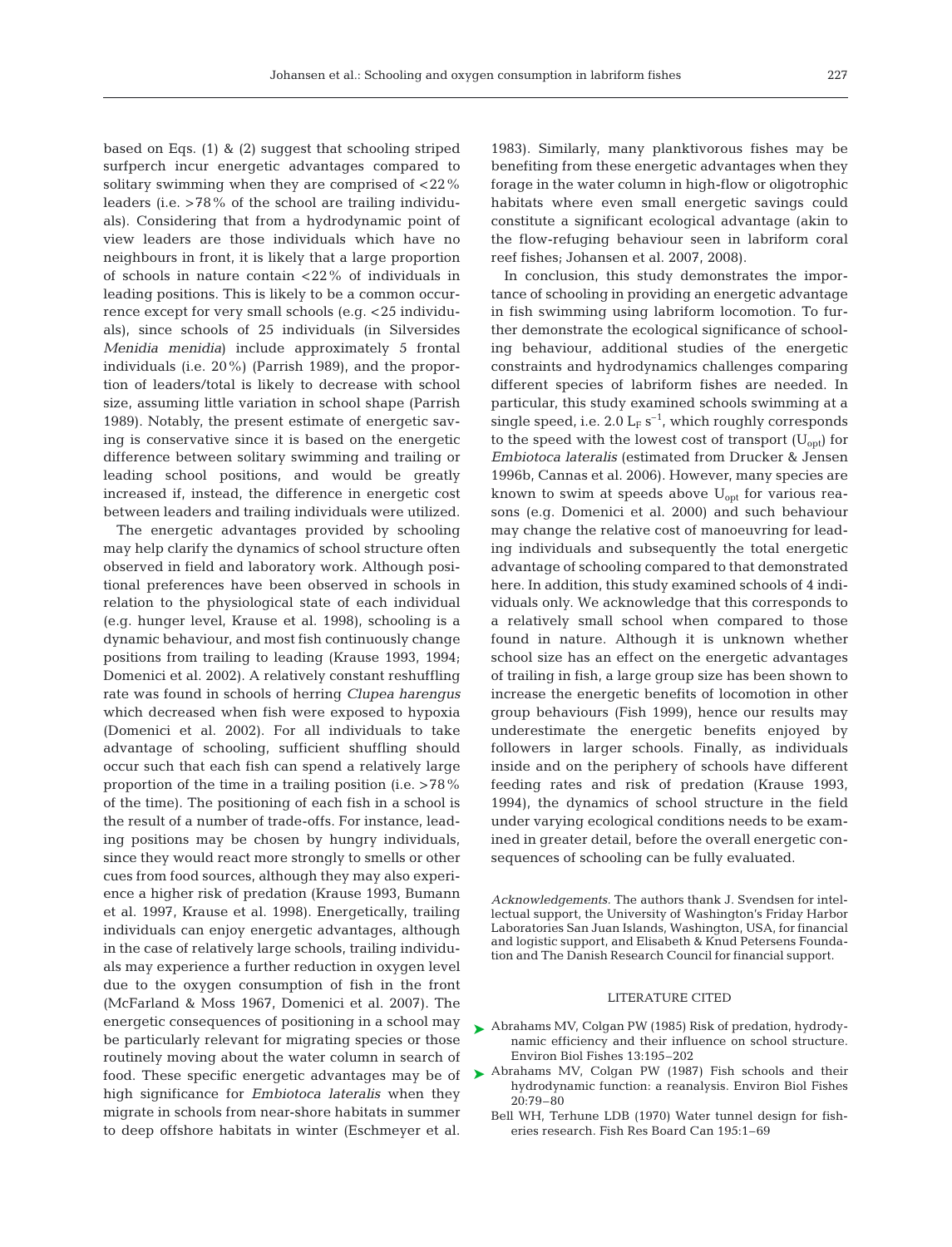based on Eqs. (1) & (2) suggest that schooling striped surfperch incur energetic advantages compared to solitary swimming when they are comprised of <22% leaders (i.e. >78% of the school are trailing individuals). Considering that from a hydrodynamic point of view leaders are those individuals which have no neighbours in front, it is likely that a large proportion of schools in nature contain <22% of individuals in leading positions. This is likely to be a common occurrence except for very small schools (e.g. <25 individuals), since schools of 25 individuals (in Silversides *Menidia menidia*) include approximately 5 frontal individuals (i.e. 20%) (Parrish 1989), and the proportion of leaders/total is likely to decrease with school size, assuming little variation in school shape (Parrish 1989). Notably, the present estimate of energetic saving is conservative since it is based on the energetic difference between solitary swimming and trailing or leading school positions, and would be greatly increased if, instead, the difference in energetic cost between leaders and trailing individuals were utilized.

The energetic advantages provided by schooling may help clarify the dynamics of school structure often observed in field and laboratory work. Although positional preferences have been observed in schools in relation to the physiological state of each individual (e.g. hunger level, Krause et al. 1998), schooling is a dynamic behaviour, and most fish continuously change positions from trailing to leading (Krause 1993, 1994; Domenici et al. 2002). A relatively constant reshuffling rate was found in schools of herring *Clupea harengus* which decreased when fish were exposed to hypoxia (Domenici et al. 2002). For all individuals to take advantage of schooling, sufficient shuffling should occur such that each fish can spend a relatively large proportion of the time in a trailing position (i.e. >78% of the time). The positioning of each fish in a school is the result of a number of trade-offs. For instance, leading positions may be chosen by hungry individuals, since they would react more strongly to smells or other cues from food sources, although they may also experience a higher risk of predation (Krause 1993, Bumann et al. 1997, Krause et al. 1998). Energetically, trailing individuals can enjoy energetic advantages, although in the case of relatively large schools, trailing individuals may experience a further reduction in oxygen level due to the oxygen consumption of fish in the front (McFarland & Moss 1967, Domenici et al. 2007). The energetic consequences of positioning in a school may be particularly relevant for migrating species or those routinely moving about the water column in search of food. These specific energetic advantages may be of high significance for *Embiotoca lateralis* when they migrate in schools from near-shore habitats in summer to deep offshore habitats in winter (Eschmeyer et al. 1983). Similarly, many planktivorous fishes may be benefiting from these energetic advantages when they forage in the water column in high-flow or oligotrophic habitats where even small energetic savings could constitute a significant ecological advantage (akin to the flow-refuging behaviour seen in labriform coral reef fishes; Johansen et al. 2007, 2008).

In conclusion, this study demonstrates the importance of schooling in providing an energetic advantage in fish swimming using labriform locomotion. To further demonstrate the ecological significance of schooling behaviour, additional studies of the energetic constraints and hydrodynamics challenges comparing different species of labriform fishes are needed. In particular, this study examined schools swimming at a single speed, i.e. 2.0 $L_F$ s$^{-1}$, which roughly corresponds to the speed with the lowest cost of transport ($U_{opt}$) for *Embiotoca lateralis* (estimated from Drucker & Jensen 1996b, Cannas et al. 2006). However, many species are known to swim at speeds above $U_{opt}$ for various reasons (e.g. Domenici et al. 2000) and such behaviour may change the relative cost of manoeuvring for leading individuals and subsequently the total energetic advantage of schooling compared to that demonstrated here. In addition, this study examined schools of 4 individuals only. We acknowledge that this corresponds to a relatively small school when compared to those found in nature. Although it is unknown whether school size has an effect on the energetic advantages of trailing in fish, a large group size has been shown to increase the energetic benefits of locomotion in other group behaviours (Fish 1999), hence our results may underestimate the energetic benefits enjoyed by followers in larger schools. Finally, as individuals inside and on the periphery of schools have different feeding rates and risk of predation (Krause 1993, 1994), the dynamics of school structure in the field under varying ecological conditions needs to be examined in greater detail, before the overall energetic consequences of schooling can be fully evaluated.

*Acknowledgements.* The authors thank J. Svendsen for intellectual support, the University of Washington's Friday Harbor Laboratories San Juan Islands, Washington, USA, for financial and logistic support, and Elisabeth & Knud Petersens Foundation and The Danish Research Council for financial support.

## LITERATURE CITED

- Abrahams MV, Colgan PW (1985) Risk of predation, hydrodynamic efficiency and their influence on school structure. Environ Biol Fishes 13:195–202
- Abrahams MV, Colgan PW (1987) Fish schools and their hydrodynamic function: a reanalysis. Environ Biol Fishes 20:79–80
- Bell WH, Terhune LDB (1970) Water tunnel design for fisheries research. Fish Res Board Can 195:1–69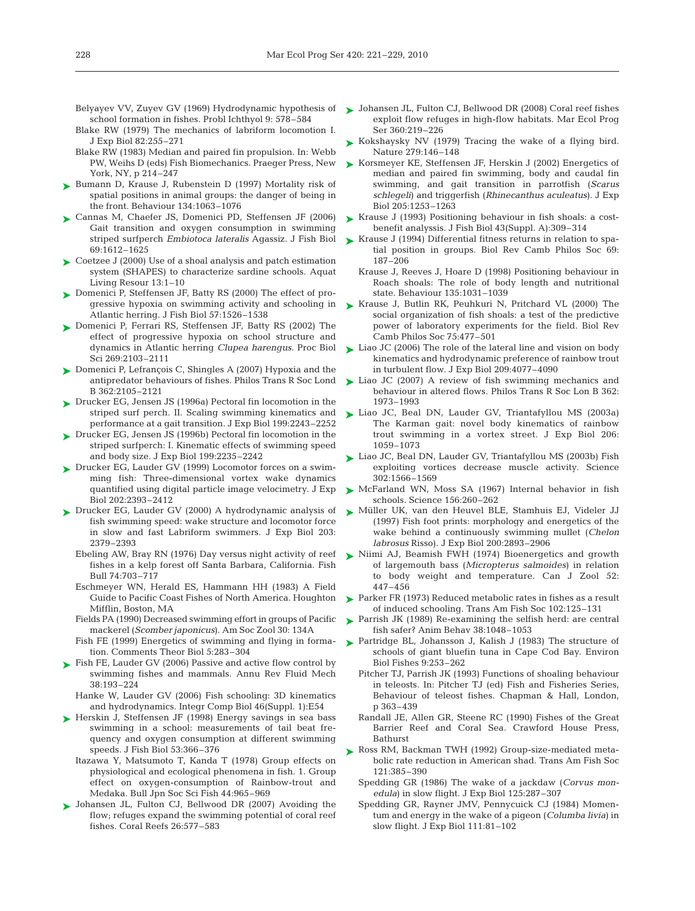Belyayev VV, Zuyev GV (1969) Hydrodynamic hypothesis of school formation in fishes. Probl Ichthyol 9: 578–584

Blake RW (1979) The mechanics of labriform locomotion I. J Exp Biol 82:255–271

Blake RW (1983) Median and paired fin propulsion. In: Webb PW, Weihs D (eds) Fish Biomechanics. Praeger Press, New York, NY, p 214–247

Bumann D, Krause J, Rubenstein D (1997) Mortality risk of spatial positions in animal groups: the danger of being in the front. Behaviour 134:1063–1076

Cannas M, Chaefer JS, Domenici PD, Steffensen JF (2006) Gait transition and oxygen consumption in swimming striped surfperch *Embiotoca lateralis* Agassiz. J Fish Biol 69:1612–1625

Coetzee J (2000) Use of a shoal analysis and patch estimation system (SHAPES) to characterize sardine schools. Aquat Living Resour 13:1–10

Domenici P, Steffensen JF, Batty RS (2000) The effect of progressive hypoxia on swimming activity and schooling in Atlantic herring. J Fish Biol 57:1526–1538

Domenici P, Ferrari RS, Steffensen JF, Batty RS (2002) The effect of progressive hypoxia on school structure and dynamics in Atlantic herring *Clupea harengus*. Proc Biol Sci 269:2103–2111

Domenici P, Lefrançois C, Shingles A (2007) Hypoxia and the antipredator behaviours of fishes. Philos Trans R Soc Lond B 362:2105–2121

Drucker EG, Jensen JS (1996a) Pectoral fin locomotion in the striped surf perch. II. Scaling swimming kinematics and performance at a gait transition. J Exp Biol 199:2243–2252

Drucker EG, Jensen JS (1996b) Pectoral fin locomotion in the striped surfperch: I. Kinematic effects of swimming speed and body size. J Exp Biol 199:2235–2242

Drucker EG, Lauder GV (1999) Locomotor forces on a swimming fish: Three-dimensional vortex wake dynamics quantified using digital particle image velocimetry. J Exp Biol 202:2393–2412

Drucker EG, Lauder GV (2000) A hydrodynamic analysis of fish swimming speed: wake structure and locomotor force in slow and fast Labriform swimmers. J Exp Biol 203: 2379–2393

Ebeling AW, Bray RN (1976) Day versus night activity of reef fishes in a kelp forest off Santa Barbara, California. Fish Bull 74:703–717

Eschmeyer WN, Herald ES, Hammann HH (1983) A Field Guide to Pacific Coast Fishes of North America. Houghton Mifflin, Boston, MA

Fields PA (1990) Decreased swimming effort in groups of Pacific mackerel (*Scomber japonicus*). Am Soc Zool 30: 134A

Fish FE (1999) Energetics of swimming and flying in formation. Comments Theor Biol 5:283–304

Fish FE, Lauder GV (2006) Passive and active flow control by swimming fishes and mammals. Annu Rev Fluid Mech 38:193–224

Hanke W, Lauder GV (2006) Fish schooling: 3D kinematics and hydrodynamics. Integr Comp Biol 46(Suppl. 1):E54

Herskin J, Steffensen JF (1998) Energy savings in sea bass swimming in a school: measurements of tail beat frequency and oxygen consumption at different swimming speeds. J Fish Biol 53:366–376

Itazawa Y, Matsumoto T, Kanda T (1978) Group effects on physiological and ecological phenomena in fish. 1. Group effect on oxygen-consumption of Rainbow-trout and Medaka. Bull Jpn Soc Sci Fish 44:965–969

Johansen JL, Fulton CJ, Bellwood DR (2007) Avoiding the flow; refuges expand the swimming potential of coral reef fishes. Coral Reefs 26:577–583

Johansen JL, Fulton CJ, Bellwood DR (2008) Coral reef fishes exploit flow refuges in high-flow habitats. Mar Ecol Prog Ser 360:219–226

Kokshaysky NV (1979) Tracing the wake of a flying bird. Nature 279:146–148

Korsmeyer KE, Steffensen JF, Herskin J (2002) Energetics of median and paired fin swimming, body and caudal fin swimming, and gait transition in parrotfish (*Scarus schlegeli*) and triggerfish (*Rhinecanthus aculeatus*). J Exp Biol 205:1253–1263

Krause J (1993) Positioning behaviour in fish shoals: a cost-benefit analyssis. J Fish Biol 43(Suppl. A):309–314

Krause J (1994) Differential fitness returns in relation to spatial position in groups. Biol Rev Camb Philos Soc 69: 187–206

Krause J, Reeves J, Hoare D (1998) Positioning behaviour in Roach shoals: The role of body length and nutritional state. Behaviour 135:1031–1039

Krause J, Butlin RK, Peuhkuri N, Pritchard VL (2000) The social organization of fish shoals: a test of the predictive power of laboratory experiments for the field. Biol Rev Camb Philos Soc 75:477–501

Liao JC (2006) The role of the lateral line and vision on body kinematics and hydrodynamic preference of rainbow trout in turbulent flow. J Exp Biol 209:4077–4090

Liao JC (2007) A review of fish swimming mechanics and behaviour in altered flows. Philos Trans R Soc Lon B 362: 1973–1993

Liao JC, Beal DN, Lauder GV, Triantafyllou MS (2003a) The Karman gait: novel body kinematics of rainbow trout swimming in a vortex street. J Exp Biol 206: 1059–1073

Liao JC, Beal DN, Lauder GV, Triantafyllou MS (2003b) Fish exploiting vortices decrease muscle activity. Science 302:1566–1569

McFarland WN, Moss SA (1967) Internal behavior in fish schools. Science 156:260–262

Müller UK, van den Heuvel BLE, Stamhuis EJ, Videler JJ (1997) Fish foot prints: morphology and energetics of the wake behind a continuously swimming mullet (*Chelon labrosus* Risso). J Exp Biol 200:2893–2906

Niimi AJ, Beamish FWH (1974) Bioenergetics and growth of largemouth bass (*Micropterus salmoides*) in relation to body weight and temperature. Can J Zool 52: 447–456

Parker FR (1973) Reduced metabolic rates in fishes as a result of induced schooling. Trans Am Fish Soc 102:125–131

Parrish JK (1989) Re-examining the selfish herd: are central fish safer? Anim Behav 38:1048–1053

Partridge BL, Johansson J, Kalish J (1983) The structure of schools of giant bluefin tuna in Cape Cod Bay. Environ Biol Fishes 9:253–262

Pitcher TJ, Parrish JK (1993) Functions of shoaling behaviour in teleosts. In: Pitcher TJ (ed) Fish and Fisheries Series, Behaviour of teleost fishes. Chapman & Hall, London, p 363–439

Randall JE, Allen GR, Steene RC (1990) Fishes of the Great Barrier Reef and Coral Sea. Crawford House Press, Bathurst

Ross RM, Backman TWH (1992) Group-size-mediated metabolic rate reduction in American shad. Trans Am Fish Soc 121:385–390

Spedding GR (1986) The wake of a jackdaw (*Corvus monedula*) in slow flight. J Exp Biol 125:287–307

Spedding GR, Rayner JMV, Pennycuick CJ (1984) Momentum and energy in the wake of a pigeon (*Columba livia*) in slow flight. J Exp Biol 111:81–102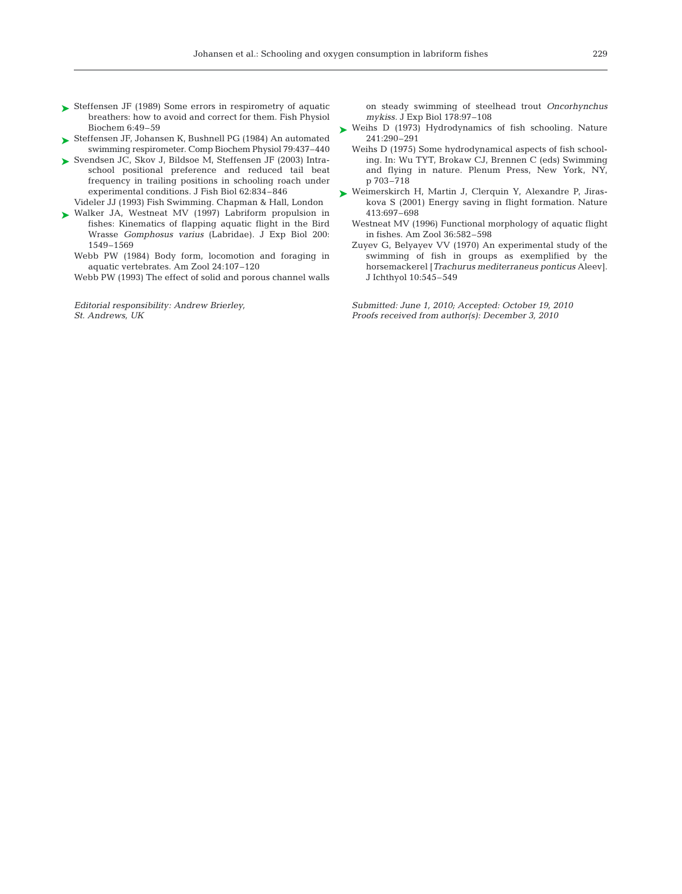Steffensen JF (1989) Some errors in respirometry of aquatic breathers: how to avoid and correct for them. Fish Physiol Biochem 6:49–59

Steffensen JF, Johansen K, Bushnell PG (1984) An automated swimming respirometer. Comp Biochem Physiol 79:437–440

Svendsen JC, Skov J, Bildsoe M, Steffensen JF (2003) Intra-school positional preference and reduced tail beat frequency in trailing positions in schooling roach under experimental conditions. J Fish Biol 62:834–846

Videler JJ (1993) Fish Swimming. Chapman & Hall, London

Walker JA, Westneat MV (1997) Labriform propulsion in fishes: Kinematics of flapping aquatic flight in the Bird Wrasse *Gomphosus varius* (Labridae). J Exp Biol 200: 1549–1569

Webb PW (1984) Body form, locomotion and foraging in aquatic vertebrates. Am Zool 24:107–120

Webb PW (1993) The effect of solid and porous channel walls on steady swimming of steelhead trout *Oncorhynchus mykiss*. J Exp Biol 178:97–108

Weihs D (1973) Hydrodynamics of fish schooling. Nature 241:290–291

Weihs D (1975) Some hydrodynamical aspects of fish schooling. In: Wu TYT, Brokaw CJ, Brennen C (eds) Swimming and flying in nature. Plenum Press, New York, NY, p 703–718

Weimerskirch H, Martin J, Clerquin Y, Alexandre P, Jiraskova S (2001) Energy saving in flight formation. Nature 413:697–698

Westneat MV (1996) Functional morphology of aquatic flight in fishes. Am Zool 36:582–598

Zuyev G, Belyayev VV (1970) An experimental study of the swimming of fish in groups as exemplified by the horsemackerel [*Trachurus mediterraneus ponticus* Aleev]. J Ichthyol 10:545–549

*Editorial responsibility: Andrew Brierley, St. Andrews, UK*

*Submitted: June 1, 2010; Accepted: October 19, 2010*
*Proofs received from author(s): December 3, 2010*